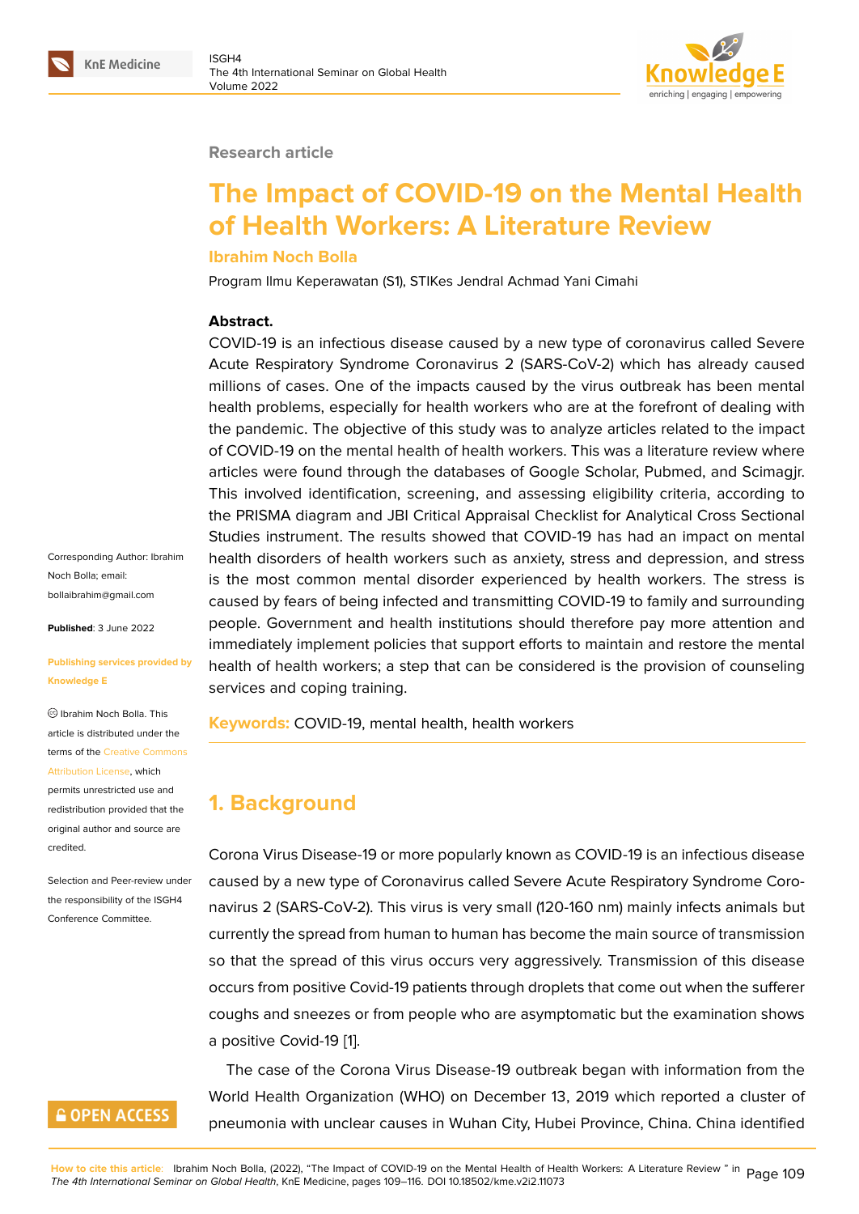Research article

# The Impact of COVID-19 on the Mental Health of Health Workers: A Literature Review

**Ibrahim Noch Bolla**

Program Ilmu Keperawatan (S1), STIKes Jendral Achmad Yani Cimahi

**Abstract.**
COVID-19 is an infectious disease caused by a new type of coronavirus called Severe Acute Respiratory Syndrome Coronavirus 2 (SARS-CoV-2) which has already caused millions of cases. One of the impacts caused by the virus outbreak has been mental health problems, especially for health workers who are at the forefront of dealing with the pandemic. The objective of this study was to analyze articles related to the impact of COVID-19 on the mental health of health workers. This was a literature review where articles were found through the databases of Google Scholar, Pubmed, and Scimagjr. This involved identification, screening, and assessing eligibility criteria, according to the PRISMA diagram and JBI Critical Appraisal Checklist for Analytical Cross Sectional Studies instrument. The results showed that COVID-19 has had an impact on mental health disorders of health workers such as anxiety, stress and depression, and stress is the most common mental disorder experienced by health workers. The stress is caused by fears of being infected and transmitting COVID-19 to family and surrounding people. Government and health institutions should therefore pay more attention and immediately implement policies that support efforts to maintain and restore the mental health of health workers; a step that can be considered is the provision of counseling services and coping training.

**Keywords:** COVID-19, mental health, health workers

Corresponding Author: Ibrahim Noch Bolla; email: bollaibrahim@gmail.com

**Published**: 3 June 2022

**Publishing services provided by Knowledge E**

© Ibrahim Noch Bolla. This article is distributed under the terms of the Creative Commons Attribution License, which permits unrestricted use and redistribution provided that the original author and source are credited.

Selection and Peer-review under the responsibility of the ISGH4 Conference Committee.

## 1. Background

Corona Virus Disease-19 or more popularly known as COVID-19 is an infectious disease caused by a new type of Coronavirus called Severe Acute Respiratory Syndrome Coronavirus 2 (SARS-CoV-2). This virus is very small (120-160 nm) mainly infects animals but currently the spread from human to human has become the main source of transmission so that the spread of this virus occurs very aggressively. Transmission of this disease occurs from positive Covid-19 patients through droplets that come out when the sufferer coughs and sneezes or from people who are asymptomatic but the examination shows a positive Covid-19 [1].

The case of the Corona Virus Disease-19 outbreak began with information from the World Health Organization (WHO) on December 13, 2019 which reported a cluster of pneumonia with unclear causes in Wuhan City, Hubei Province, China. China identified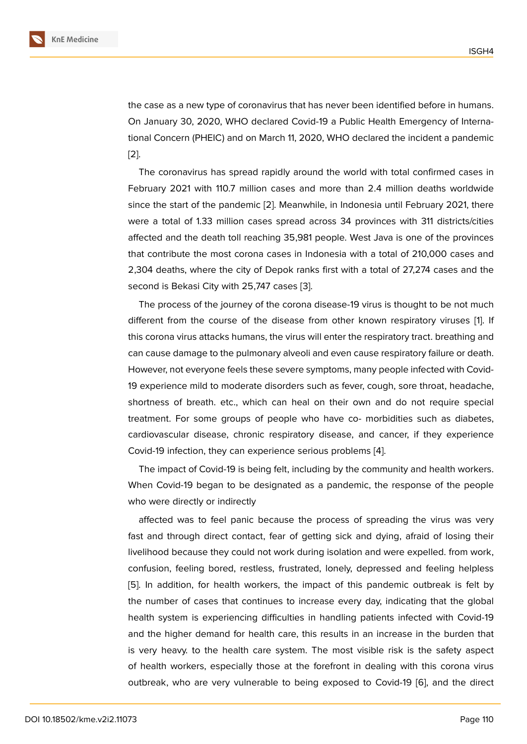the case as a new type of coronavirus that has never been identified before in humans. On January 30, 2020, WHO declared Covid-19 a Public Health Emergency of International Concern (PHEIC) and on March 11, 2020, WHO declared the incident a pandemic [2].

The coronavirus has spread rapidly around the world with total confirmed cases in February 2021 with 110.7 million cases and more than 2.4 million deaths worldwide since the start of the pandemic [2]. Meanwhile, in Indonesia until February 2021, there were a total of 1.33 million cases spread across 34 provinces with 311 districts/cities affected and the death toll reaching 35,981 people. West Java is one of the provinces that contribute the most corona cases in Indonesia with a total of 210,000 cases and 2,304 deaths, where the city of Depok ranks first with a total of 27,274 cases and the second is Bekasi City with 25,747 cases [3].

The process of the journey of the corona disease-19 virus is thought to be not much different from the course of the disease from other known respiratory viruses [1]. If this corona virus attacks humans, the virus will enter the respiratory tract. breathing and can cause damage to the pulmonary alveoli and even cause respiratory failure or death. However, not everyone feels these severe symptoms, many people infected with Covid-19 experience mild to moderate disorders such as fever, cough, sore throat, headache, shortness of breath. etc., which can heal on their own and do not require special treatment. For some groups of people who have co- morbidities such as diabetes, cardiovascular disease, chronic respiratory disease, and cancer, if they experience Covid-19 infection, they can experience serious problems [4].

The impact of Covid-19 is being felt, including by the community and health workers. When Covid-19 began to be designated as a pandemic, the response of the people who were directly or indirectly

affected was to feel panic because the process of spreading the virus was very fast and through direct contact, fear of getting sick and dying, afraid of losing their livelihood because they could not work during isolation and were expelled. from work, confusion, feeling bored, restless, frustrated, lonely, depressed and feeling helpless [5]. In addition, for health workers, the impact of this pandemic outbreak is felt by the number of cases that continues to increase every day, indicating that the global health system is experiencing difficulties in handling patients infected with Covid-19 and the higher demand for health care, this results in an increase in the burden that is very heavy. to the health care system. The most visible risk is the safety aspect of health workers, especially those at the forefront in dealing with this corona virus outbreak, who are very vulnerable to being exposed to Covid-19 [6], and the direct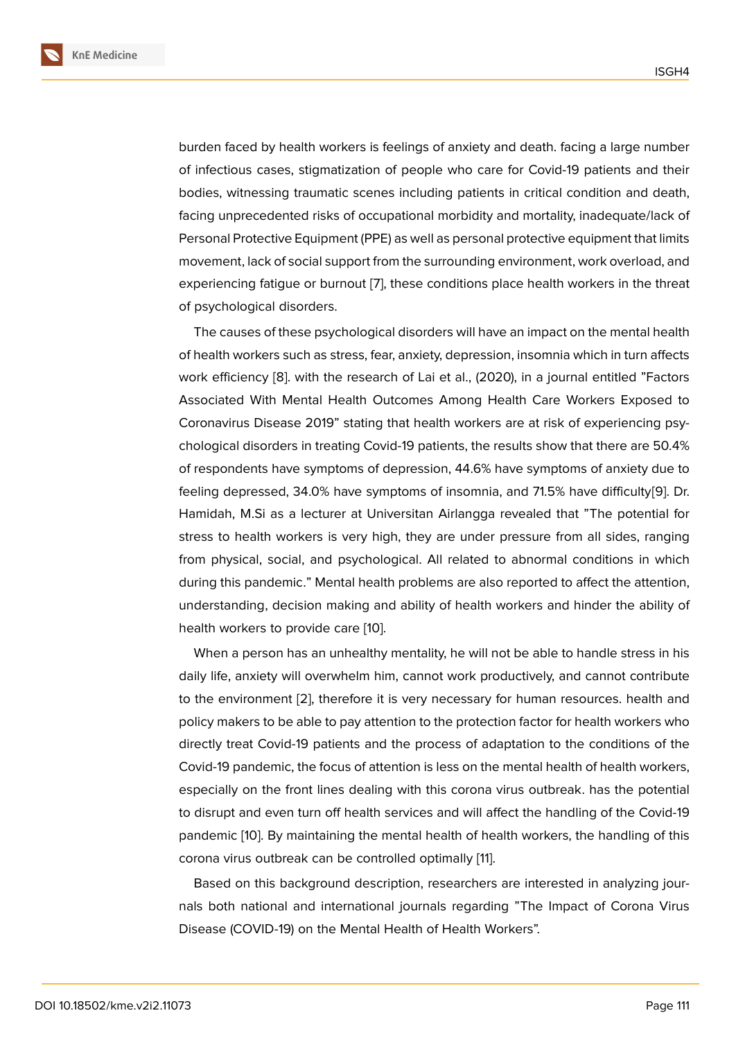burden faced by health workers is feelings of anxiety and death. facing a large number of infectious cases, stigmatization of people who care for Covid-19 patients and their bodies, witnessing traumatic scenes including patients in critical condition and death, facing unprecedented risks of occupational morbidity and mortality, inadequate/lack of Personal Protective Equipment (PPE) as well as personal protective equipment that limits movement, lack of social support from the surrounding environment, work overload, and experiencing fatigue or burnout [7], these conditions place health workers in the threat of psychological disorders.

The causes of these psychological disorders will have an impact on the mental health of health workers such as stress, fear, anxiety, depression, insomnia which in turn affects work efficiency [8]. with the research of Lai et al., (2020), in a journal entitled "Factors Associated With Mental Health Outcomes Among Health Care Workers Exposed to Coronavirus Disease 2019" stating that health workers are at risk of experiencing psychological disorders in treating Covid-19 patients, the results show that there are 50.4% of respondents have symptoms of depression, 44.6% have symptoms of anxiety due to feeling depressed, 34.0% have symptoms of insomnia, and 71.5% have difficulty[9]. Dr. Hamidah, M.Si as a lecturer at Universitan Airlangga revealed that "The potential for stress to health workers is very high, they are under pressure from all sides, ranging from physical, social, and psychological. All related to abnormal conditions in which during this pandemic." Mental health problems are also reported to affect the attention, understanding, decision making and ability of health workers and hinder the ability of health workers to provide care [10].

When a person has an unhealthy mentality, he will not be able to handle stress in his daily life, anxiety will overwhelm him, cannot work productively, and cannot contribute to the environment [2], therefore it is very necessary for human resources. health and policy makers to be able to pay attention to the protection factor for health workers who directly treat Covid-19 patients and the process of adaptation to the conditions of the Covid-19 pandemic, the focus of attention is less on the mental health of health workers, especially on the front lines dealing with this corona virus outbreak. has the potential to disrupt and even turn off health services and will affect the handling of the Covid-19 pandemic [10]. By maintaining the mental health of health workers, the handling of this corona virus outbreak can be controlled optimally [11].

Based on this background description, researchers are interested in analyzing journals both national and international journals regarding "The Impact of Corona Virus Disease (COVID-19) on the Mental Health of Health Workers".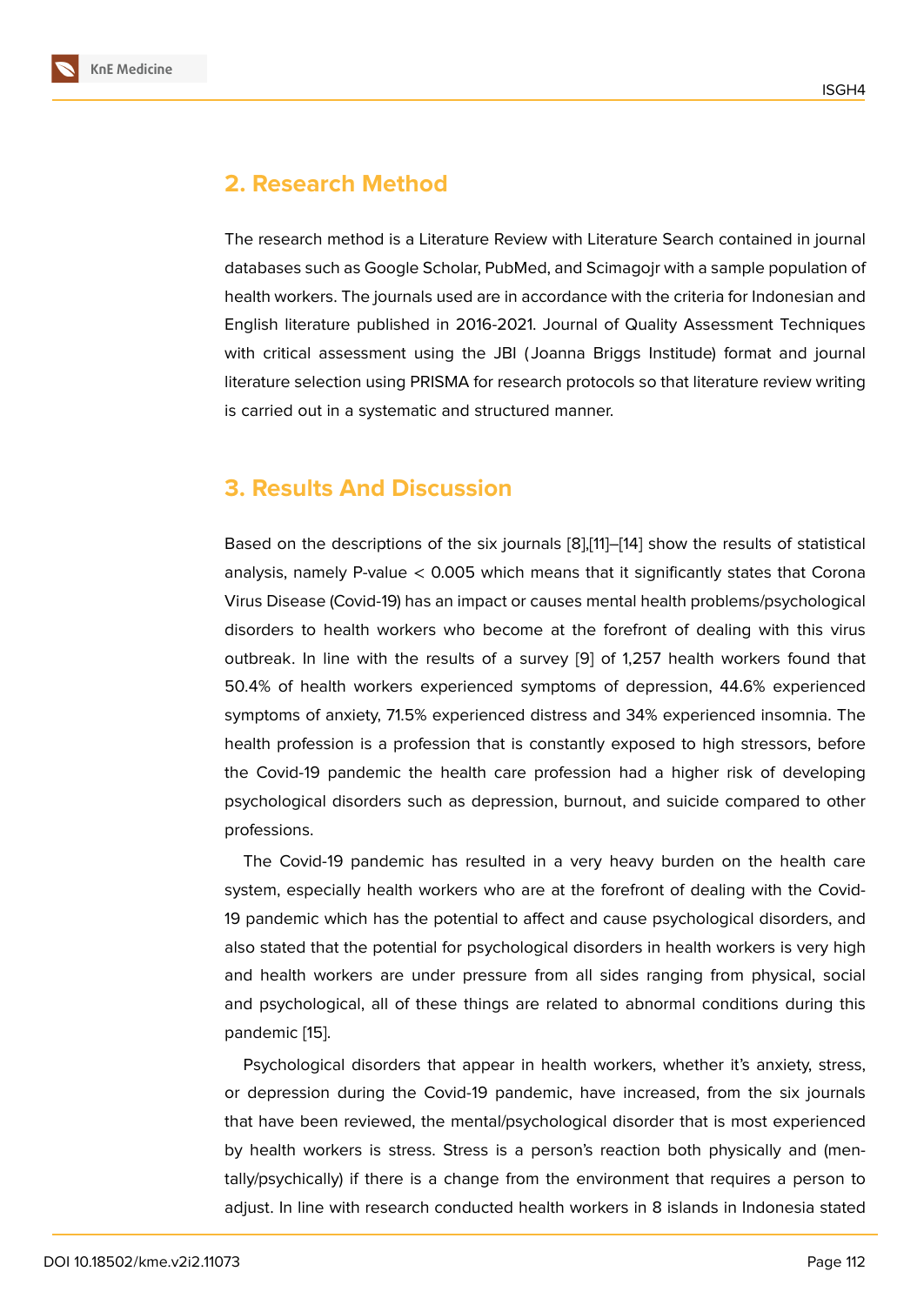## 2. Research Method

The research method is a Literature Review with Literature Search contained in journal databases such as Google Scholar, PubMed, and Scimagojr with a sample population of health workers. The journals used are in accordance with the criteria for Indonesian and English literature published in 2016-2021. Journal of Quality Assessment Techniques with critical assessment using the JBI (Joanna Briggs Institude) format and journal literature selection using PRISMA for research protocols so that literature review writing is carried out in a systematic and structured manner.

## 3. Results And Discussion

Based on the descriptions of the six journals [8],[11]–[14] show the results of statistical analysis, namely P-value < 0.005 which means that it significantly states that Corona Virus Disease (Covid-19) has an impact or causes mental health problems/psychological disorders to health workers who become at the forefront of dealing with this virus outbreak. In line with the results of a survey [9] of 1,257 health workers found that 50.4% of health workers experienced symptoms of depression, 44.6% experienced symptoms of anxiety, 71.5% experienced distress and 34% experienced insomnia. The health profession is a profession that is constantly exposed to high stressors, before the Covid-19 pandemic the health care profession had a higher risk of developing psychological disorders such as depression, burnout, and suicide compared to other professions.

The Covid-19 pandemic has resulted in a very heavy burden on the health care system, especially health workers who are at the forefront of dealing with the Covid-19 pandemic which has the potential to affect and cause psychological disorders, and also stated that the potential for psychological disorders in health workers is very high and health workers are under pressure from all sides ranging from physical, social and psychological, all of these things are related to abnormal conditions during this pandemic [15].

Psychological disorders that appear in health workers, whether it's anxiety, stress, or depression during the Covid-19 pandemic, have increased, from the six journals that have been reviewed, the mental/psychological disorder that is most experienced by health workers is stress. Stress is a person's reaction both physically and (mentally/psychically) if there is a change from the environment that requires a person to adjust. In line with research conducted health workers in 8 islands in Indonesia stated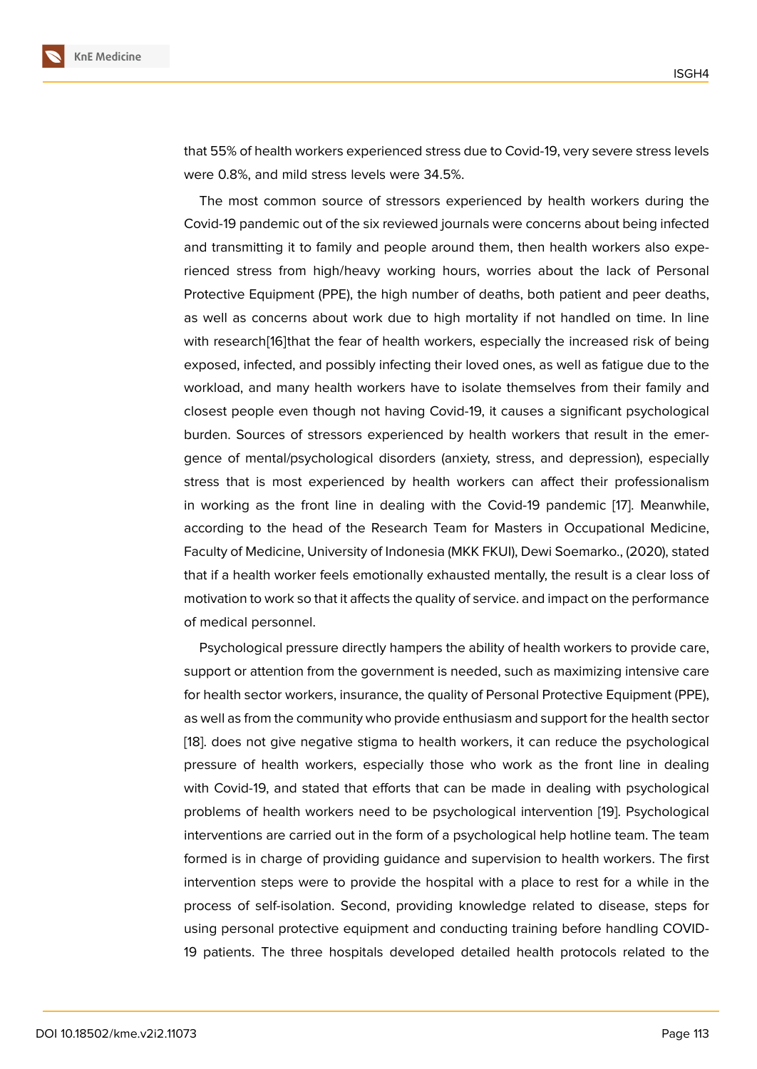that 55% of health workers experienced stress due to Covid-19, very severe stress levels were 0.8%, and mild stress levels were 34.5%.

The most common source of stressors experienced by health workers during the Covid-19 pandemic out of the six reviewed journals were concerns about being infected and transmitting it to family and people around them, then health workers also experienced stress from high/heavy working hours, worries about the lack of Personal Protective Equipment (PPE), the high number of deaths, both patient and peer deaths, as well as concerns about work due to high mortality if not handled on time. In line with research[16]that the fear of health workers, especially the increased risk of being exposed, infected, and possibly infecting their loved ones, as well as fatigue due to the workload, and many health workers have to isolate themselves from their family and closest people even though not having Covid-19, it causes a significant psychological burden. Sources of stressors experienced by health workers that result in the emergence of mental/psychological disorders (anxiety, stress, and depression), especially stress that is most experienced by health workers can affect their professionalism in working as the front line in dealing with the Covid-19 pandemic [17]. Meanwhile, according to the head of the Research Team for Masters in Occupational Medicine, Faculty of Medicine, University of Indonesia (MKK FKUI), Dewi Soemarko., (2020), stated that if a health worker feels emotionally exhausted mentally, the result is a clear loss of motivation to work so that it affects the quality of service. and impact on the performance of medical personnel.

Psychological pressure directly hampers the ability of health workers to provide care, support or attention from the government is needed, such as maximizing intensive care for health sector workers, insurance, the quality of Personal Protective Equipment (PPE), as well as from the community who provide enthusiasm and support for the health sector [18]. does not give negative stigma to health workers, it can reduce the psychological pressure of health workers, especially those who work as the front line in dealing with Covid-19, and stated that efforts that can be made in dealing with psychological problems of health workers need to be psychological intervention [19]. Psychological interventions are carried out in the form of a psychological help hotline team. The team formed is in charge of providing guidance and supervision to health workers. The first intervention steps were to provide the hospital with a place to rest for a while in the process of self-isolation. Second, providing knowledge related to disease, steps for using personal protective equipment and conducting training before handling COVID-19 patients. The three hospitals developed detailed health protocols related to the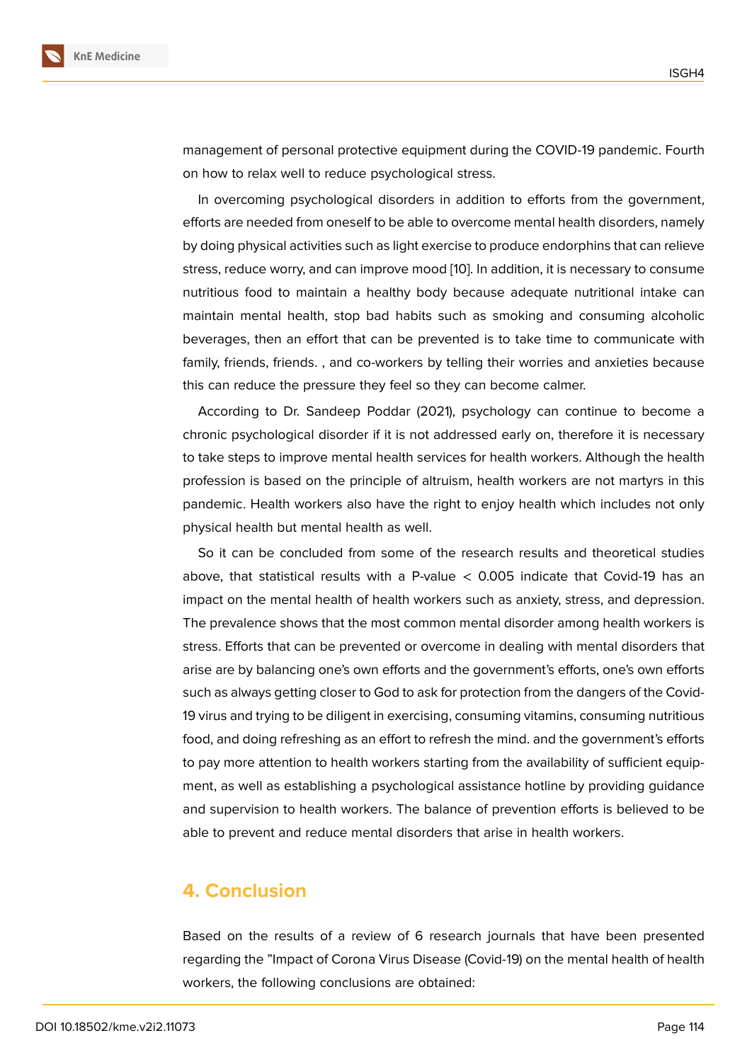management of personal protective equipment during the COVID-19 pandemic. Fourth on how to relax well to reduce psychological stress.

In overcoming psychological disorders in addition to efforts from the government, efforts are needed from oneself to be able to overcome mental health disorders, namely by doing physical activities such as light exercise to produce endorphins that can relieve stress, reduce worry, and can improve mood [10]. In addition, it is necessary to consume nutritious food to maintain a healthy body because adequate nutritional intake can maintain mental health, stop bad habits such as smoking and consuming alcoholic beverages, then an effort that can be prevented is to take time to communicate with family, friends. , and co-workers by telling their worries and anxieties because this can reduce the pressure they feel so they can become calmer.

According to Dr. Sandeep Poddar (2021), psychology can continue to become a chronic psychological disorder if it is not addressed early on, therefore it is necessary to take steps to improve mental health services for health workers. Although the health profession is based on the principle of altruism, health workers are not martyrs in this pandemic. Health workers also have the right to enjoy health which includes not only physical health but mental health as well.

So it can be concluded from some of the research results and theoretical studies above, that statistical results with a P-value $< 0.005$ indicate that Covid-19 has an impact on the mental health of health workers such as anxiety, stress, and depression. The prevalence shows that the most common mental disorder among health workers is stress. Efforts that can be prevented or overcome in dealing with mental disorders that arise are by balancing one's own efforts and the government's efforts, one's own efforts such as always getting closer to God to ask for protection from the dangers of the Covid-19 virus and trying to be diligent in exercising, consuming vitamins, consuming nutritious food, and doing refreshing as an effort to refresh the mind. and the government's efforts to pay more attention to health workers starting from the availability of sufficient equipment, as well as establishing a psychological assistance hotline by providing guidance and supervision to health workers. The balance of prevention efforts is believed to be able to prevent and reduce mental disorders that arise in health workers.

## 4. Conclusion

Based on the results of a review of 6 research journals that have been presented regarding the "Impact of Corona Virus Disease (Covid-19) on the mental health of health workers, the following conclusions are obtained: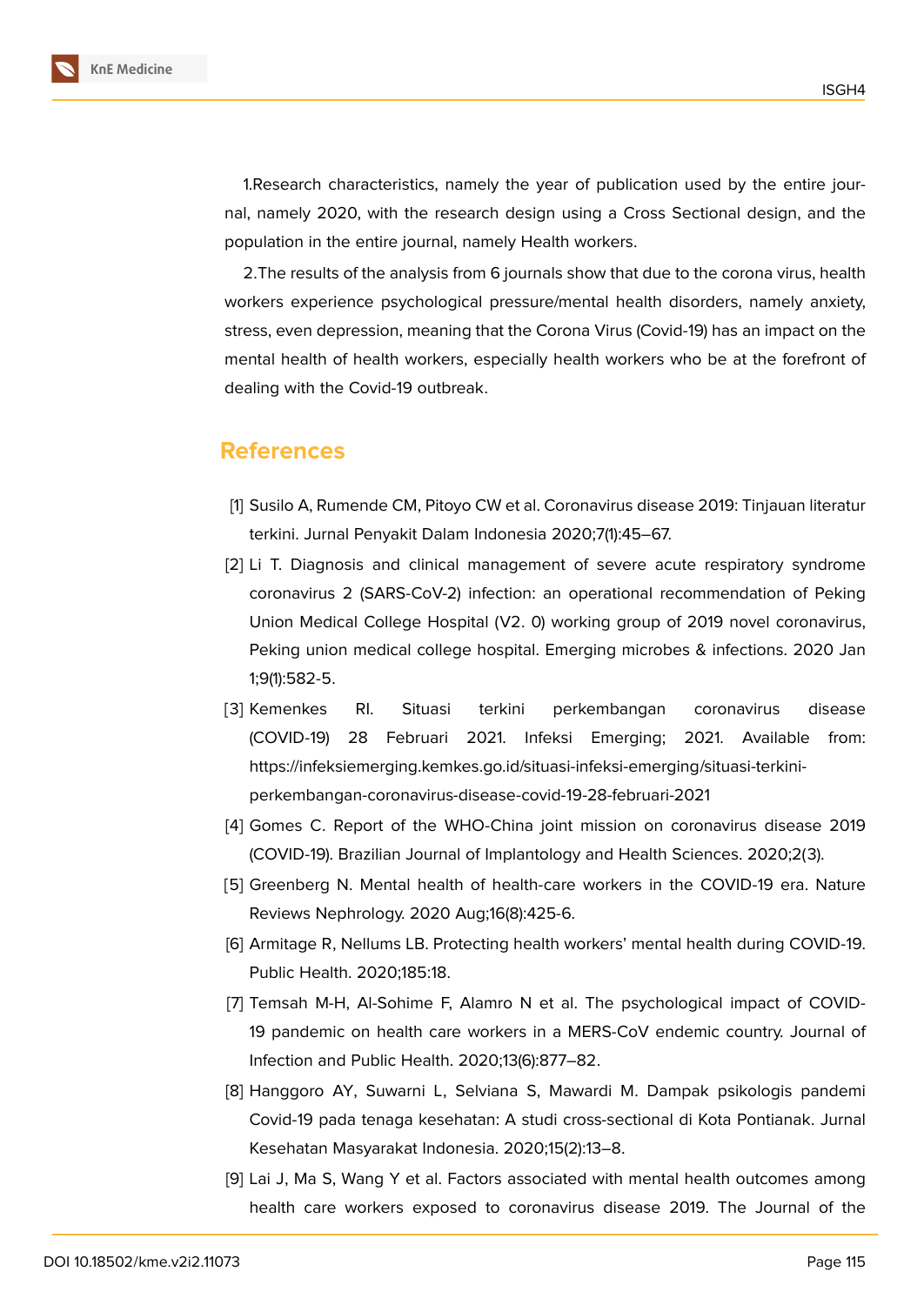1.Research characteristics, namely the year of publication used by the entire journal, namely 2020, with the research design using a Cross Sectional design, and the population in the entire journal, namely Health workers.

2.The results of the analysis from 6 journals show that due to the corona virus, health workers experience psychological pressure/mental health disorders, namely anxiety, stress, even depression, meaning that the Corona Virus (Covid-19) has an impact on the mental health of health workers, especially health workers who be at the forefront of dealing with the Covid-19 outbreak.

## References

[1] Susilo A, Rumende CM, Pitoyo CW et al. Coronavirus disease 2019: Tinjauan literatur terkini. Jurnal Penyakit Dalam Indonesia 2020;7(1):45–67.

[2] Li T. Diagnosis and clinical management of severe acute respiratory syndrome coronavirus 2 (SARS-CoV-2) infection: an operational recommendation of Peking Union Medical College Hospital (V2. 0) working group of 2019 novel coronavirus, Peking union medical college hospital. Emerging microbes & infections. 2020 Jan 1;9(1):582-5.

[3] Kemenkes RI. Situasi terkini perkembangan coronavirus disease (COVID-19) 28 Februari 2021. Infeksi Emerging; 2021. Available from: https://infeksiemerging.kemkes.go.id/situasi-infeksi-emerging/situasi-terkini-perkembangan-coronavirus-disease-covid-19-28-februari-2021

[4] Gomes C. Report of the WHO-China joint mission on coronavirus disease 2019 (COVID-19). Brazilian Journal of Implantology and Health Sciences. 2020;2(3).

[5] Greenberg N. Mental health of health-care workers in the COVID-19 era. Nature Reviews Nephrology. 2020 Aug;16(8):425-6.

[6] Armitage R, Nellums LB. Protecting health workers' mental health during COVID-19. Public Health. 2020;185:18.

[7] Temsah M-H, Al-Sohime F, Alamro N et al. The psychological impact of COVID-19 pandemic on health care workers in a MERS-CoV endemic country. Journal of Infection and Public Health. 2020;13(6):877–82.

[8] Hanggoro AY, Suwarni L, Selviana S, Mawardi M. Dampak psikologis pandemi Covid-19 pada tenaga kesehatan: A studi cross-sectional di Kota Pontianak. Jurnal Kesehatan Masyarakat Indonesia. 2020;15(2):13–8.

[9] Lai J, Ma S, Wang Y et al. Factors associated with mental health outcomes among health care workers exposed to coronavirus disease 2019. The Journal of the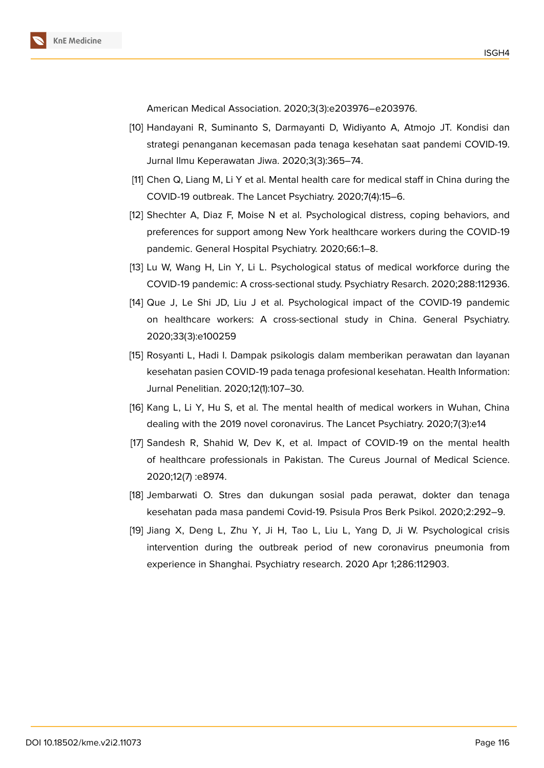American Medical Association. 2020;3(3):e203976–e203976.

[10] Handayani R, Suminanto S, Darmayanti D, Widiyanto A, Atmojo JT. Kondisi dan strategi penanganan kecemasan pada tenaga kesehatan saat pandemi COVID-19. Jurnal Ilmu Keperawatan Jiwa. 2020;3(3):365–74.

[11] Chen Q, Liang M, Li Y et al. Mental health care for medical staff in China during the COVID-19 outbreak. The Lancet Psychiatry. 2020;7(4):15–6.

[12] Shechter A, Diaz F, Moise N et al. Psychological distress, coping behaviors, and preferences for support among New York healthcare workers during the COVID-19 pandemic. General Hospital Psychiatry. 2020;66:1–8.

[13] Lu W, Wang H, Lin Y, Li L. Psychological status of medical workforce during the COVID-19 pandemic: A cross-sectional study. Psychiatry Resarch. 2020;288:112936.

[14] Que J, Le Shi JD, Liu J et al. Psychological impact of the COVID-19 pandemic on healthcare workers: A cross-sectional study in China. General Psychiatry. 2020;33(3):e100259

[15] Rosyanti L, Hadi I. Dampak psikologis dalam memberikan perawatan dan layanan kesehatan pasien COVID-19 pada tenaga profesional kesehatan. Health Information: Jurnal Penelitian. 2020;12(1):107–30.

[16] Kang L, Li Y, Hu S, et al. The mental health of medical workers in Wuhan, China dealing with the 2019 novel coronavirus. The Lancet Psychiatry. 2020;7(3):e14

[17] Sandesh R, Shahid W, Dev K, et al. Impact of COVID-19 on the mental health of healthcare professionals in Pakistan. The Cureus Journal of Medical Science. 2020;12(7) :e8974.

[18] Jembarwati O. Stres dan dukungan sosial pada perawat, dokter dan tenaga kesehatan pada masa pandemi Covid-19. Psisula Pros Berk Psikol. 2020;2:292–9.

[19] Jiang X, Deng L, Zhu Y, Ji H, Tao L, Liu L, Yang D, Ji W. Psychological crisis intervention during the outbreak period of new coronavirus pneumonia from experience in Shanghai. Psychiatry research. 2020 Apr 1;286:112903.